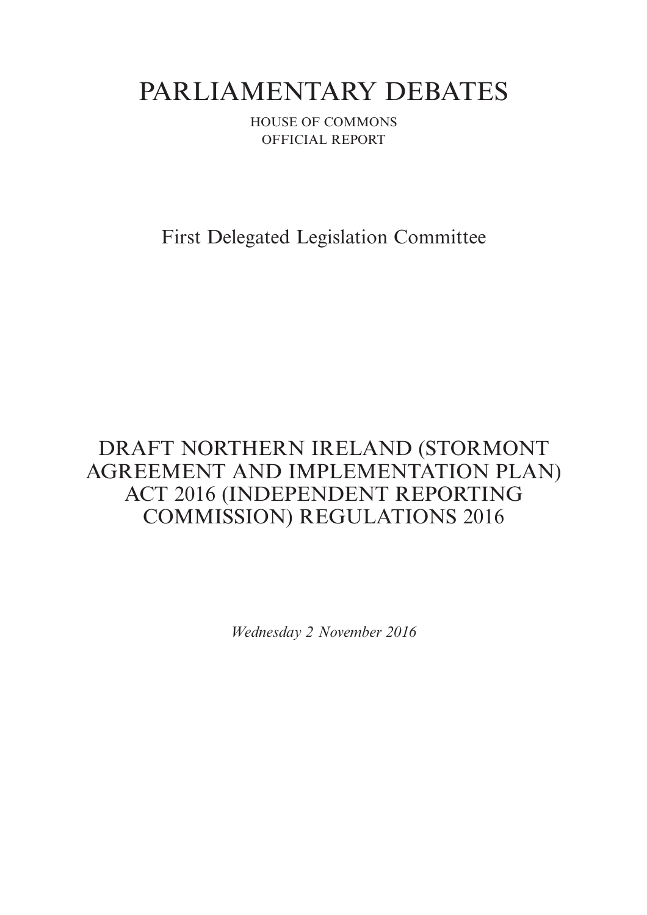# PARLIAMENTARY DEBATES

HOUSE OF COMMONS
OFFICIAL REPORT

First Delegated Legislation Committee

## DRAFT NORTHERN IRELAND (STORMONT AGREEMENT AND IMPLEMENTATION PLAN) ACT 2016 (INDEPENDENT REPORTING COMMISSION) REGULATIONS 2016

*Wednesday 2 November 2016*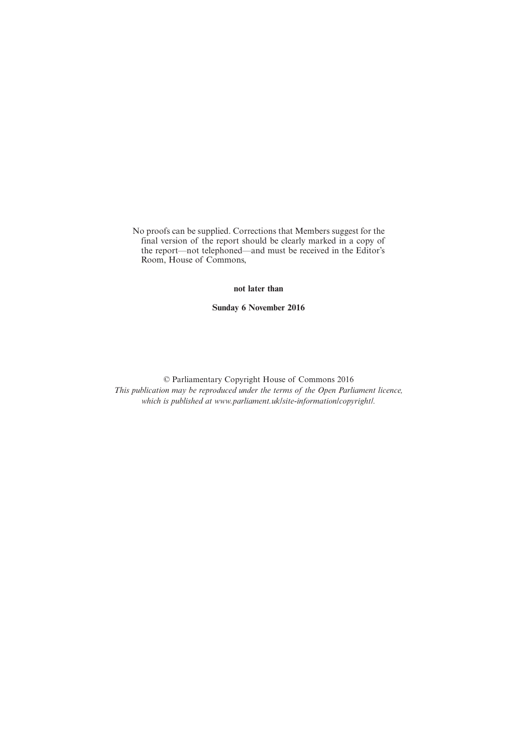No proofs can be supplied. Corrections that Members suggest for the final version of the report should be clearly marked in a copy of the report—not telephoned—and must be received in the Editor's Room, House of Commons,

**not later than**

**Sunday 6 November 2016**

© Parliamentary Copyright House of Commons 2016
*This publication may be reproduced under the terms of the Open Parliament licence, which is published at www.parliament.uk/site-information/copyright/.*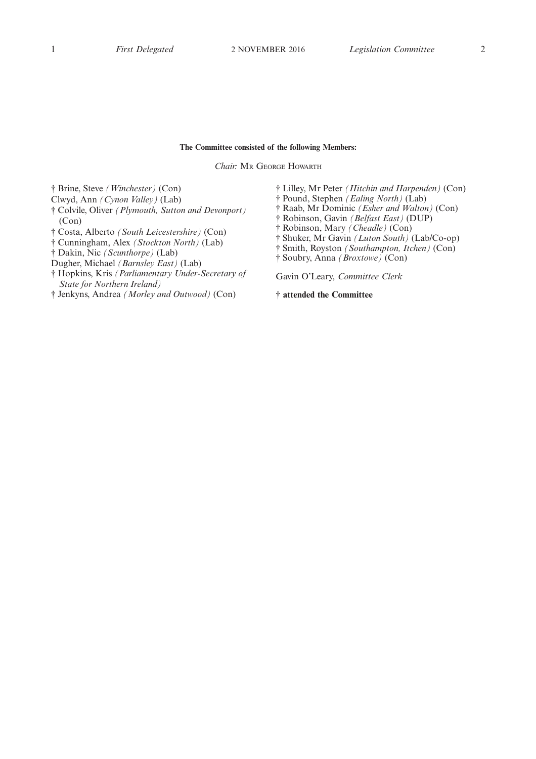**The Committee consisted of the following Members:**

*Chair:* Mr George Howarth

† Brine, Steve *(Winchester)* (Con)
Clwyd, Ann *(Cynon Valley)* (Lab)
† Colvile, Oliver *(Plymouth, Sutton and Devonport)* (Con)
† Costa, Alberto *(South Leicestershire)* (Con)
† Cunningham, Alex *(Stockton North)* (Lab)
† Dakin, Nic *(Scunthorpe)* (Lab)
Dugher, Michael *(Barnsley East)* (Lab)
† Hopkins, Kris *(Parliamentary Under-Secretary of State for Northern Ireland)*
† Jenkyns, Andrea *(Morley and Outwood)* (Con)
† Lilley, Mr Peter *(Hitchin and Harpenden)* (Con)
† Pound, Stephen *(Ealing North)* (Lab)
† Raab, Mr Dominic *(Esher and Walton)* (Con)
† Robinson, Gavin *(Belfast East)* (DUP)
† Robinson, Mary *(Cheadle)* (Con)
† Shuker, Mr Gavin *(Luton South)* (Lab/Co-op)
† Smith, Royston *(Southampton, Itchen)* (Con)
† Soubry, Anna *(Broxtowe)* (Con)

Gavin O'Leary, *Committee Clerk*

**† attended the Committee**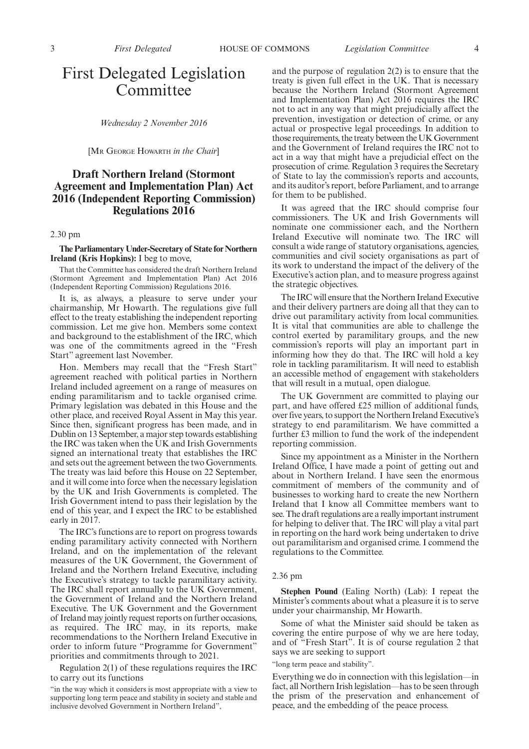# First Delegated Legislation Committee

*Wednesday 2 November 2016*

[MR GEORGE HOWARTH *in the Chair*]

## Draft Northern Ireland (Stormont Agreement and Implementation Plan) Act 2016 (Independent Reporting Commission) Regulations 2016

2.30 pm

**The Parliamentary Under-Secretary of State for Northern Ireland (Kris Hopkins):** I beg to move,

That the Committee has considered the draft Northern Ireland (Stormont Agreement and Implementation Plan) Act 2016 (Independent Reporting Commission) Regulations 2016.

It is, as always, a pleasure to serve under your chairmanship, Mr Howarth. The regulations give full effect to the treaty establishing the independent reporting commission. Let me give hon. Members some context and background to the establishment of the IRC, which was one of the commitments agreed in the "Fresh Start" agreement last November.

Hon. Members may recall that the "Fresh Start" agreement reached with political parties in Northern Ireland included agreement on a range of measures on ending paramilitarism and to tackle organised crime. Primary legislation was debated in this House and the other place, and received Royal Assent in May this year. Since then, significant progress has been made, and in Dublin on 13 September, a major step towards establishing the IRC was taken when the UK and Irish Governments signed an international treaty that establishes the IRC and sets out the agreement between the two Governments. The treaty was laid before this House on 22 September, and it will come into force when the necessary legislation by the UK and Irish Governments is completed. The Irish Government intend to pass their legislation by the end of this year, and I expect the IRC to be established early in 2017.

The IRC's functions are to report on progress towards ending paramilitary activity connected with Northern Ireland, and on the implementation of the relevant measures of the UK Government, the Government of Ireland and the Northern Ireland Executive, including the Executive's strategy to tackle paramilitary activity. The IRC shall report annually to the UK Government, the Government of Ireland and the Northern Ireland Executive. The UK Government and the Government of Ireland may jointly request reports on further occasions, as required. The IRC may, in its reports, make recommendations to the Northern Ireland Executive in order to inform future "Programme for Government" priorities and commitments through to 2021.

Regulation 2(1) of these regulations requires the IRC to carry out its functions

"in the way which it considers is most appropriate with a view to supporting long term peace and stability in society and stable and inclusive devolved Government in Northern Ireland",

and the purpose of regulation 2(2) is to ensure that the treaty is given full effect in the UK. That is necessary because the Northern Ireland (Stormont Agreement and Implementation Plan) Act 2016 requires the IRC not to act in any way that might prejudicially affect the prevention, investigation or detection of crime, or any actual or prospective legal proceedings. In addition to those requirements, the treaty between the UK Government and the Government of Ireland requires the IRC not to act in a way that might have a prejudicial effect on the prosecution of crime. Regulation 3 requires the Secretary of State to lay the commission's reports and accounts, and its auditor's report, before Parliament, and to arrange for them to be published.

It was agreed that the IRC should comprise four commissioners. The UK and Irish Governments will nominate one commissioner each, and the Northern Ireland Executive will nominate two. The IRC will consult a wide range of statutory organisations, agencies, communities and civil society organisations as part of its work to understand the impact of the delivery of the Executive's action plan, and to measure progress against the strategic objectives.

The IRC will ensure that the Northern Ireland Executive and their delivery partners are doing all that they can to drive out paramilitary activity from local communities. It is vital that communities are able to challenge the control exerted by paramilitary groups, and the new commission's reports will play an important part in informing how they do that. The IRC will hold a key role in tackling paramilitarism. It will need to establish an accessible method of engagement with stakeholders that will result in a mutual, open dialogue.

The UK Government are committed to playing our part, and have offered £25 million of additional funds, over five years, to support the Northern Ireland Executive's strategy to end paramilitarism. We have committed a further £3 million to fund the work of the independent reporting commission.

Since my appointment as a Minister in the Northern Ireland Office, I have made a point of getting out and about in Northern Ireland. I have seen the enormous commitment of members of the community and of businesses to working hard to create the new Northern Ireland that I know all Committee members want to see. The draft regulations are a really important instrument for helping to deliver that. The IRC will play a vital part in reporting on the hard work being undertaken to drive out paramilitarism and organised crime. I commend the regulations to the Committee.

2.36 pm

**Stephen Pound** (Ealing North) (Lab): I repeat the Minister's comments about what a pleasure it is to serve under your chairmanship, Mr Howarth.

Some of what the Minister said should be taken as covering the entire purpose of why we are here today, and of "Fresh Start". It is of course regulation 2 that says we are seeking to support

"long term peace and stability".

Everything we do in connection with this legislation—in fact, all Northern Irish legislation—has to be seen through the prism of the preservation and enhancement of peace, and the embedding of the peace process.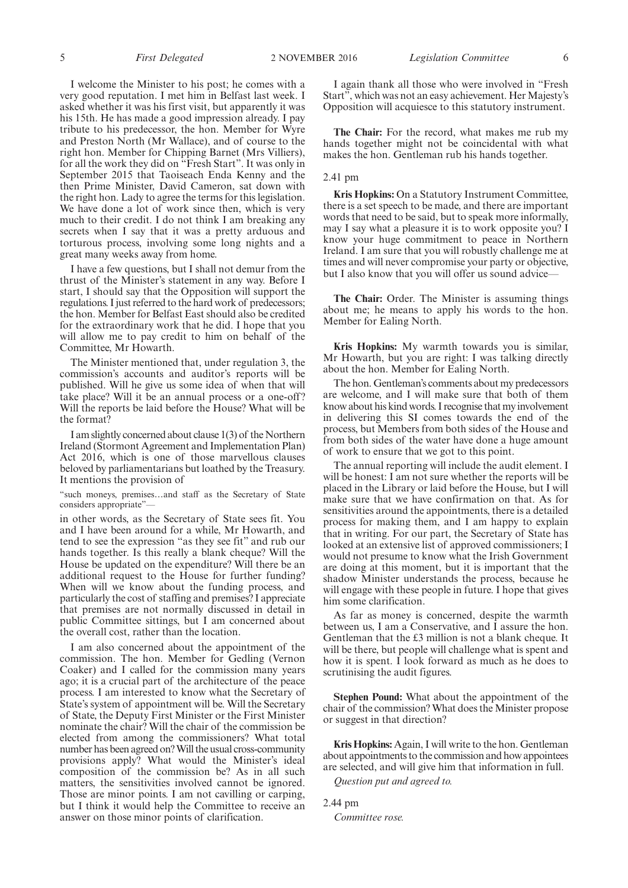I welcome the Minister to his post; he comes with a very good reputation. I met him in Belfast last week. I asked whether it was his first visit, but apparently it was his 15th. He has made a good impression already. I pay tribute to his predecessor, the hon. Member for Wyre and Preston North (Mr Wallace), and of course to the right hon. Member for Chipping Barnet (Mrs Villiers), for all the work they did on "Fresh Start". It was only in September 2015 that Taoiseach Enda Kenny and the then Prime Minister, David Cameron, sat down with the right hon. Lady to agree the terms for this legislation. We have done a lot of work since then, which is very much to their credit. I do not think I am breaking any secrets when I say that it was a pretty arduous and torturous process, involving some long nights and a great many weeks away from home.

I have a few questions, but I shall not demur from the thrust of the Minister's statement in any way. Before I start, I should say that the Opposition will support the regulations. I just referred to the hard work of predecessors; the hon. Member for Belfast East should also be credited for the extraordinary work that he did. I hope that you will allow me to pay credit to him on behalf of the Committee, Mr Howarth.

The Minister mentioned that, under regulation 3, the commission's accounts and auditor's reports will be published. Will he give us some idea of when that will take place? Will it be an annual process or a one-off? Will the reports be laid before the House? What will be the format?

I am slightly concerned about clause 1(3) of the Northern Ireland (Stormont Agreement and Implementation Plan) Act 2016, which is one of those marvellous clauses beloved by parliamentarians but loathed by the Treasury. It mentions the provision of

"such moneys, premises…and staff as the Secretary of State considers appropriate"—

in other words, as the Secretary of State sees fit. You and I have been around for a while, Mr Howarth, and tend to see the expression "as they see fit" and rub our hands together. Is this really a blank cheque? Will the House be updated on the expenditure? Will there be an additional request to the House for further funding? When will we know about the funding process, and particularly the cost of staffing and premises? I appreciate that premises are not normally discussed in detail in public Committee sittings, but I am concerned about the overall cost, rather than the location.

I am also concerned about the appointment of the commission. The hon. Member for Gedling (Vernon Coaker) and I called for the commission many years ago; it is a crucial part of the architecture of the peace process. I am interested to know what the Secretary of State's system of appointment will be. Will the Secretary of State, the Deputy First Minister or the First Minister nominate the chair? Will the chair of the commission be elected from among the commissioners? What total number has been agreed on? Will the usual cross-community provisions apply? What would the Minister's ideal composition of the commission be? As in all such matters, the sensitivities involved cannot be ignored. Those are minor points. I am not cavilling or carping, but I think it would help the Committee to receive an answer on those minor points of clarification.

I again thank all those who were involved in "Fresh Start", which was not an easy achievement. Her Majesty's Opposition will acquiesce to this statutory instrument.

**The Chair:** For the record, what makes me rub my hands together might not be coincidental with what makes the hon. Gentleman rub his hands together.

2.41 pm

**Kris Hopkins:** On a Statutory Instrument Committee, there is a set speech to be made, and there are important words that need to be said, but to speak more informally, may I say what a pleasure it is to work opposite you? I know your huge commitment to peace in Northern Ireland. I am sure that you will robustly challenge me at times and will never compromise your party or objective, but I also know that you will offer us sound advice—

**The Chair:** Order. The Minister is assuming things about me; he means to apply his words to the hon. Member for Ealing North.

**Kris Hopkins:** My warmth towards you is similar, Mr Howarth, but you are right: I was talking directly about the hon. Member for Ealing North.

The hon. Gentleman's comments about my predecessors are welcome, and I will make sure that both of them know about his kind words. I recognise that my involvement in delivering this SI comes towards the end of the process, but Members from both sides of the House and from both sides of the water have done a huge amount of work to ensure that we got to this point.

The annual reporting will include the audit element. I will be honest: I am not sure whether the reports will be placed in the Library or laid before the House, but I will make sure that we have confirmation on that. As for sensitivities around the appointments, there is a detailed process for making them, and I am happy to explain that in writing. For our part, the Secretary of State has looked at an extensive list of approved commissioners; I would not presume to know what the Irish Government are doing at this moment, but it is important that the shadow Minister understands the process, because he will engage with these people in future. I hope that gives him some clarification.

As far as money is concerned, despite the warmth between us, I am a Conservative, and I assure the hon. Gentleman that the £3 million is not a blank cheque. It will be there, but people will challenge what is spent and how it is spent. I look forward as much as he does to scrutinising the audit figures.

**Stephen Pound:** What about the appointment of the chair of the commission? What does the Minister propose or suggest in that direction?

**Kris Hopkins:** Again, I will write to the hon. Gentleman about appointments to the commission and how appointees are selected, and will give him that information in full.

*Question put and agreed to.*

2.44 pm

*Committee rose.*